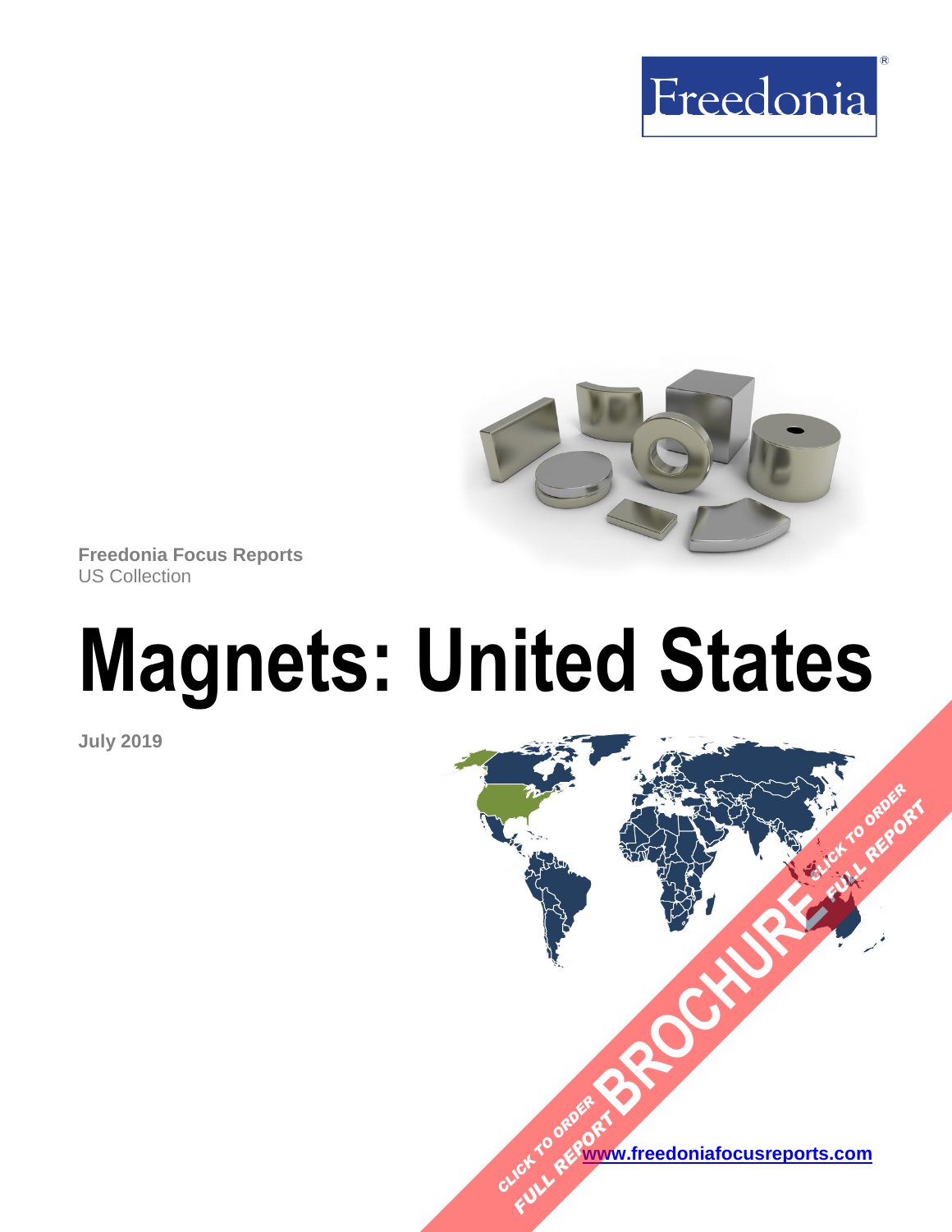Freedonia

Freedonia Focus Reports
US Collection

# Magnets: United States

July 2019

CLICK TO ORDER FULL REPORT BROCHURE CLICK TO ORDER FULL REPORT

[www.freedoniafocusreports.com](http://www.freedoniafocusreports.com)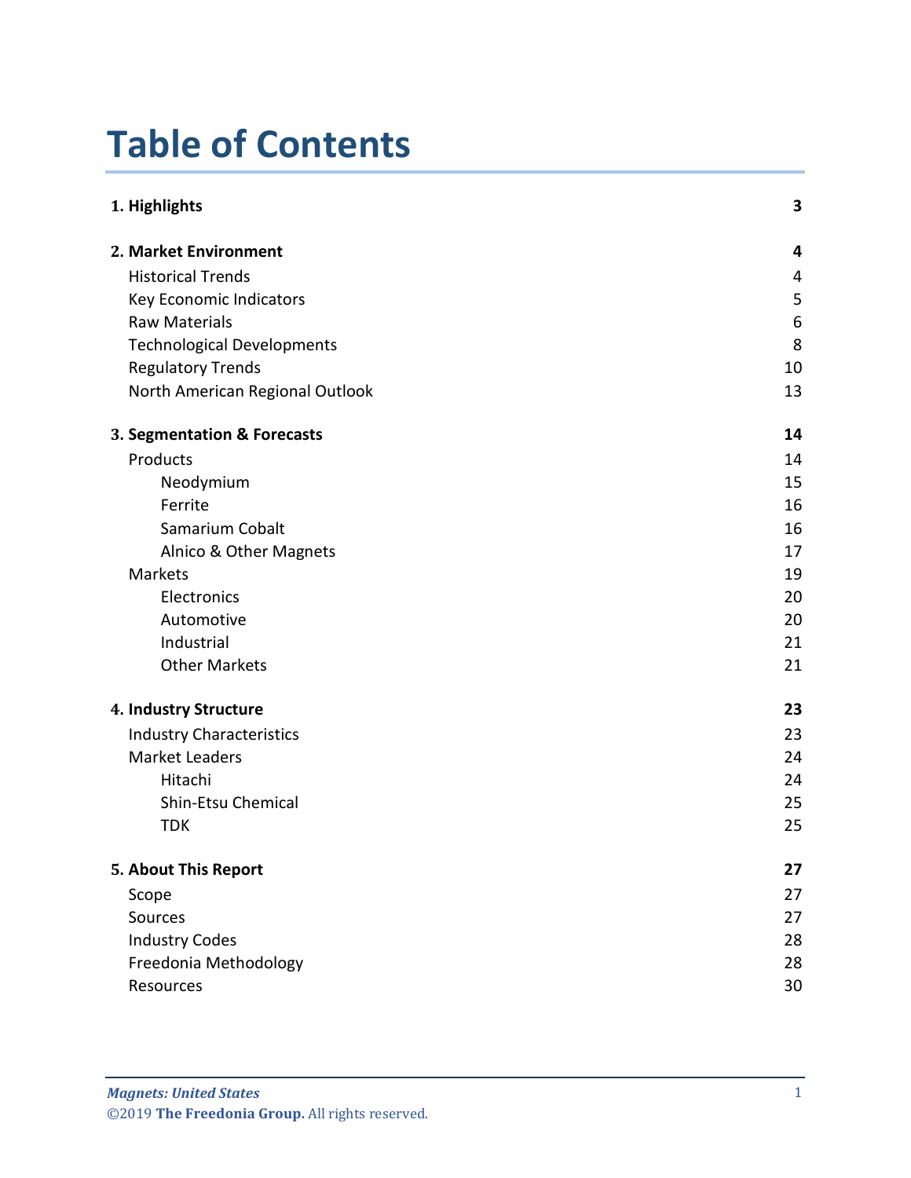# Table of Contents

| | |
|---|---|
| **1. Highlights** | **3** |
| **2. Market Environment** | **4** |
| Historical Trends | 4 |
| Key Economic Indicators | 5 |
| Raw Materials | 6 |
| Technological Developments | 8 |
| Regulatory Trends | 10 |
| North American Regional Outlook | 13 |
| **3. Segmentation & Forecasts** | **14** |
| Products | 14 |
| Neodymium | 15 |
| Ferrite | 16 |
| Samarium Cobalt | 16 |
| Alnico & Other Magnets | 17 |
| Markets | 19 |
| Electronics | 20 |
| Automotive | 20 |
| Industrial | 21 |
| Other Markets | 21 |
| **4. Industry Structure** | **23** |
| Industry Characteristics | 23 |
| Market Leaders | 24 |
| Hitachi | 24 |
| Shin-Etsu Chemical | 25 |
| TDK | 25 |
| **5. About This Report** | **27** |
| Scope | 27 |
| Sources | 27 |
| Industry Codes | 28 |
| Freedonia Methodology | 28 |
| Resources | 30 |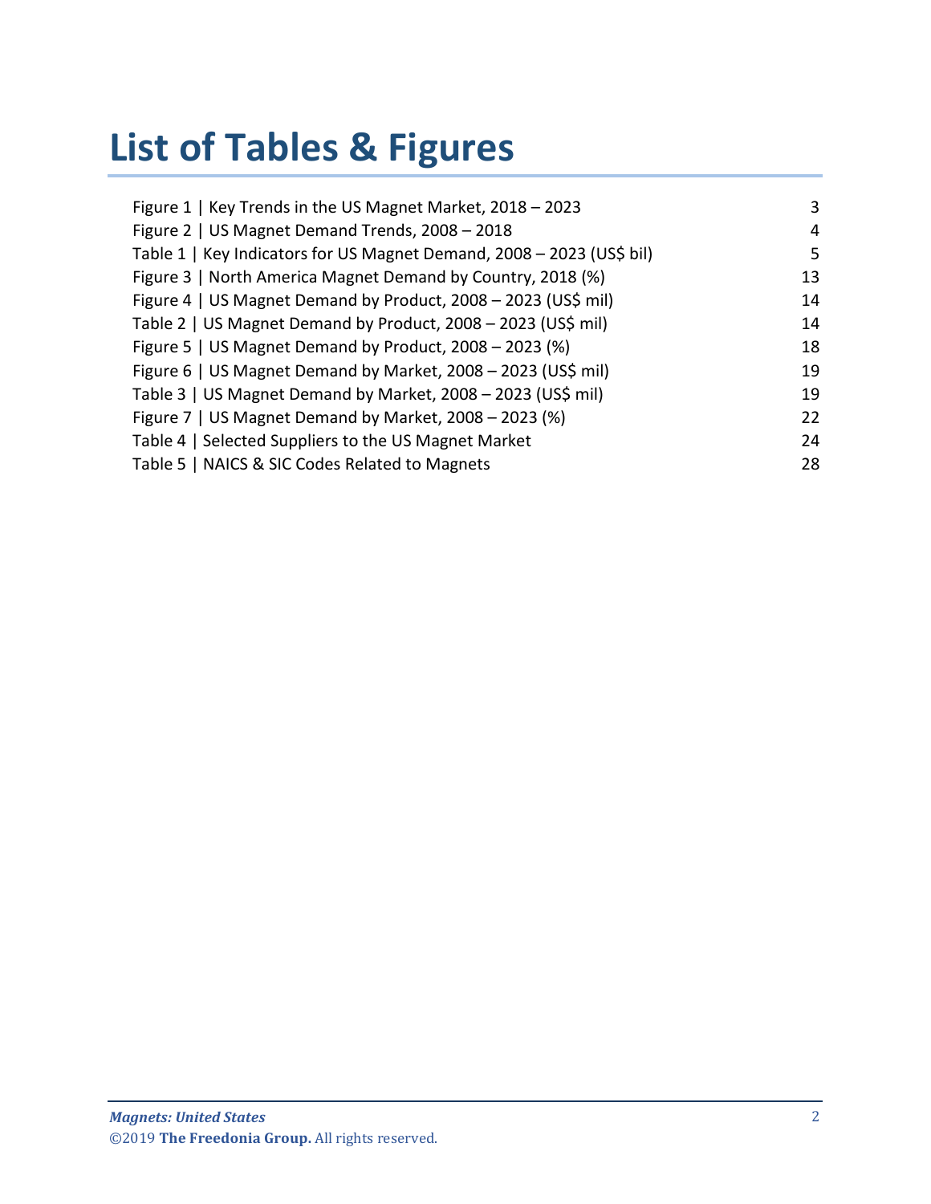# List of Tables & Figures

| | |
|---|---|
| Figure 1 \| Key Trends in the US Magnet Market, 2018 – 2023 | 3 |
| Figure 2 \| US Magnet Demand Trends, 2008 – 2018 | 4 |
| Table 1 \| Key Indicators for US Magnet Demand, 2008 – 2023 (US$ bil) | 5 |
| Figure 3 \| North America Magnet Demand by Country, 2018 (%) | 13 |
| Figure 4 \| US Magnet Demand by Product, 2008 – 2023 (US$ mil) | 14 |
| Table 2 \| US Magnet Demand by Product, 2008 – 2023 (US$ mil) | 14 |
| Figure 5 \| US Magnet Demand by Product, 2008 – 2023 (%) | 18 |
| Figure 6 \| US Magnet Demand by Market, 2008 – 2023 (US$ mil) | 19 |
| Table 3 \| US Magnet Demand by Market, 2008 – 2023 (US$ mil) | 19 |
| Figure 7 \| US Magnet Demand by Market, 2008 – 2023 (%) | 22 |
| Table 4 \| Selected Suppliers to the US Magnet Market | 24 |
| Table 5 \| NAICS & SIC Codes Related to Magnets | 28 |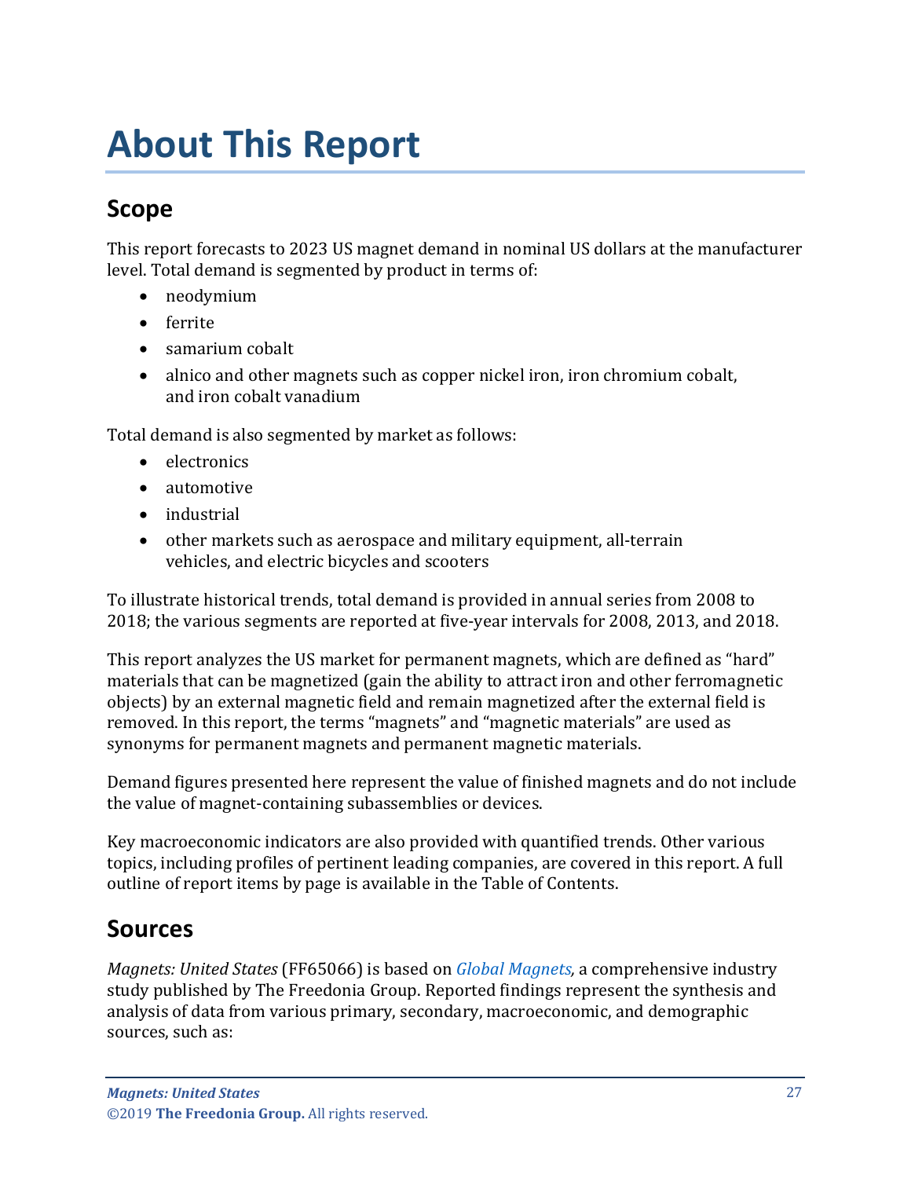# About This Report

## Scope

This report forecasts to 2023 US magnet demand in nominal US dollars at the manufacturer level. Total demand is segmented by product in terms of:

- neodymium
- ferrite
- samarium cobalt
- alnico and other magnets such as copper nickel iron, iron chromium cobalt, and iron cobalt vanadium

Total demand is also segmented by market as follows:

- electronics
- automotive
- industrial
- other markets such as aerospace and military equipment, all-terrain vehicles, and electric bicycles and scooters

To illustrate historical trends, total demand is provided in annual series from 2008 to 2018; the various segments are reported at five-year intervals for 2008, 2013, and 2018.

This report analyzes the US market for permanent magnets, which are defined as "hard" materials that can be magnetized (gain the ability to attract iron and other ferromagnetic objects) by an external magnetic field and remain magnetized after the external field is removed. In this report, the terms "magnets" and "magnetic materials" are used as synonyms for permanent magnets and permanent magnetic materials.

Demand figures presented here represent the value of finished magnets and do not include the value of magnet-containing subassemblies or devices.

Key macroeconomic indicators are also provided with quantified trends. Other various topics, including profiles of pertinent leading companies, are covered in this report. A full outline of report items by page is available in the Table of Contents.

## Sources

*Magnets: United States* (FF65066) is based on *Global Magnets,* a comprehensive industry study published by The Freedonia Group. Reported findings represent the synthesis and analysis of data from various primary, secondary, macroeconomic, and demographic sources, such as: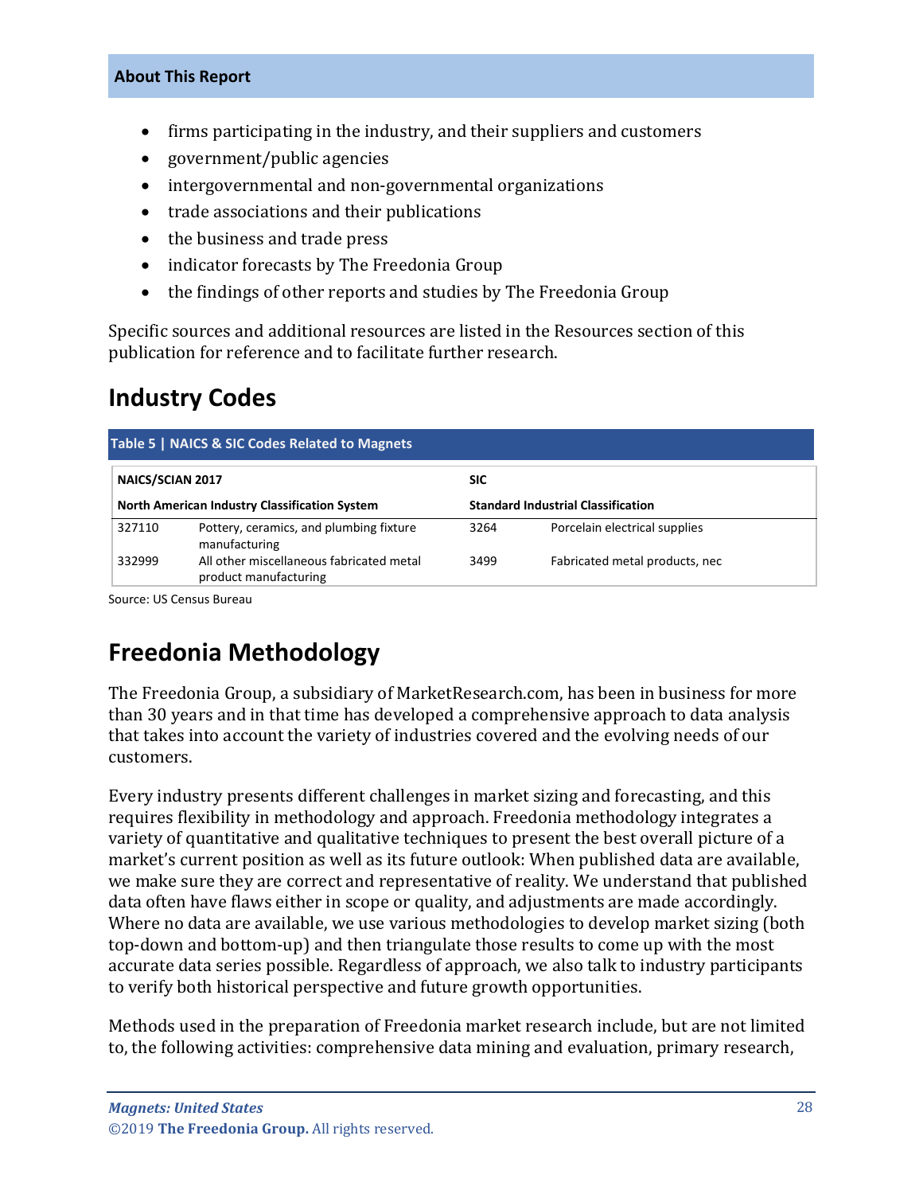- firms participating in the industry, and their suppliers and customers
- government/public agencies
- intergovernmental and non-governmental organizations
- trade associations and their publications
- the business and trade press
- indicator forecasts by The Freedonia Group
- the findings of other reports and studies by The Freedonia Group

Specific sources and additional resources are listed in the Resources section of this publication for reference and to facilitate further research.

## Industry Codes

**Table 5 | NAICS & SIC Codes Related to Magnets**

| NAICS/SCIAN 2017 | | SIC | |
|---|---|---|---|
| **North American Industry Classification System** | | **Standard Industrial Classification** | |
| 327110 | Pottery, ceramics, and plumbing fixture manufacturing | 3264 | Porcelain electrical supplies |
| 332999 | All other miscellaneous fabricated metal product manufacturing | 3499 | Fabricated metal products, nec |

Source: US Census Bureau

## Freedonia Methodology

The Freedonia Group, a subsidiary of MarketResearch.com, has been in business for more than 30 years and in that time has developed a comprehensive approach to data analysis that takes into account the variety of industries covered and the evolving needs of our customers.

Every industry presents different challenges in market sizing and forecasting, and this requires flexibility in methodology and approach. Freedonia methodology integrates a variety of quantitative and qualitative techniques to present the best overall picture of a market's current position as well as its future outlook: When published data are available, we make sure they are correct and representative of reality. We understand that published data often have flaws either in scope or quality, and adjustments are made accordingly. Where no data are available, we use various methodologies to develop market sizing (both top-down and bottom-up) and then triangulate those results to come up with the most accurate data series possible. Regardless of approach, we also talk to industry participants to verify both historical perspective and future growth opportunities.

Methods used in the preparation of Freedonia market research include, but are not limited to, the following activities: comprehensive data mining and evaluation, primary research,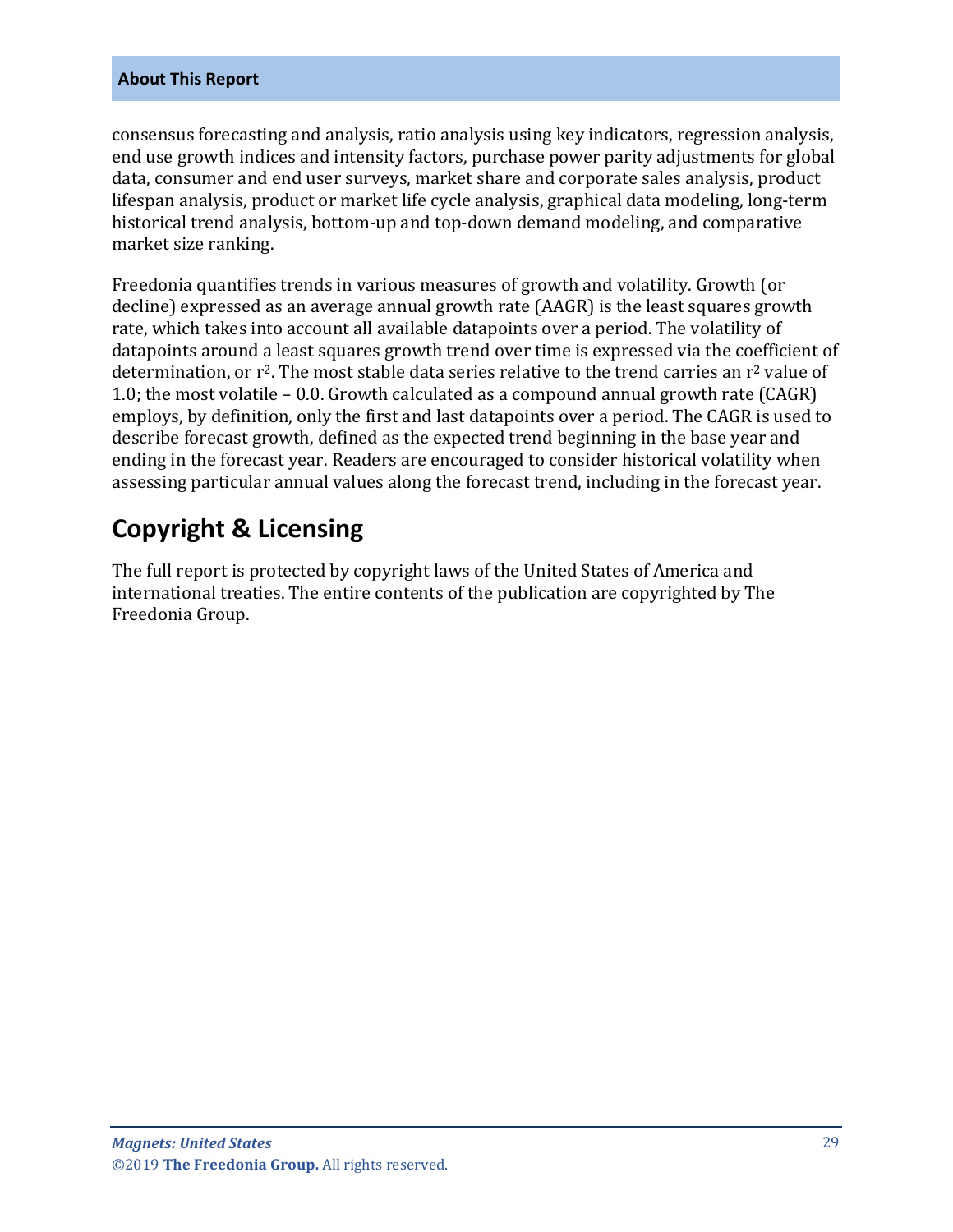consensus forecasting and analysis, ratio analysis using key indicators, regression analysis, end use growth indices and intensity factors, purchase power parity adjustments for global data, consumer and end user surveys, market share and corporate sales analysis, product lifespan analysis, product or market life cycle analysis, graphical data modeling, long-term historical trend analysis, bottom-up and top-down demand modeling, and comparative market size ranking.

Freedonia quantifies trends in various measures of growth and volatility. Growth (or decline) expressed as an average annual growth rate (AAGR) is the least squares growth rate, which takes into account all available datapoints over a period. The volatility of datapoints around a least squares growth trend over time is expressed via the coefficient of determination, or $r^2$. The most stable data series relative to the trend carries an $r^2$ value of 1.0; the most volatile – 0.0. Growth calculated as a compound annual growth rate (CAGR) employs, by definition, only the first and last datapoints over a period. The CAGR is used to describe forecast growth, defined as the expected trend beginning in the base year and ending in the forecast year. Readers are encouraged to consider historical volatility when assessing particular annual values along the forecast trend, including in the forecast year.

## Copyright & Licensing

The full report is protected by copyright laws of the United States of America and international treaties. The entire contents of the publication are copyrighted by The Freedonia Group.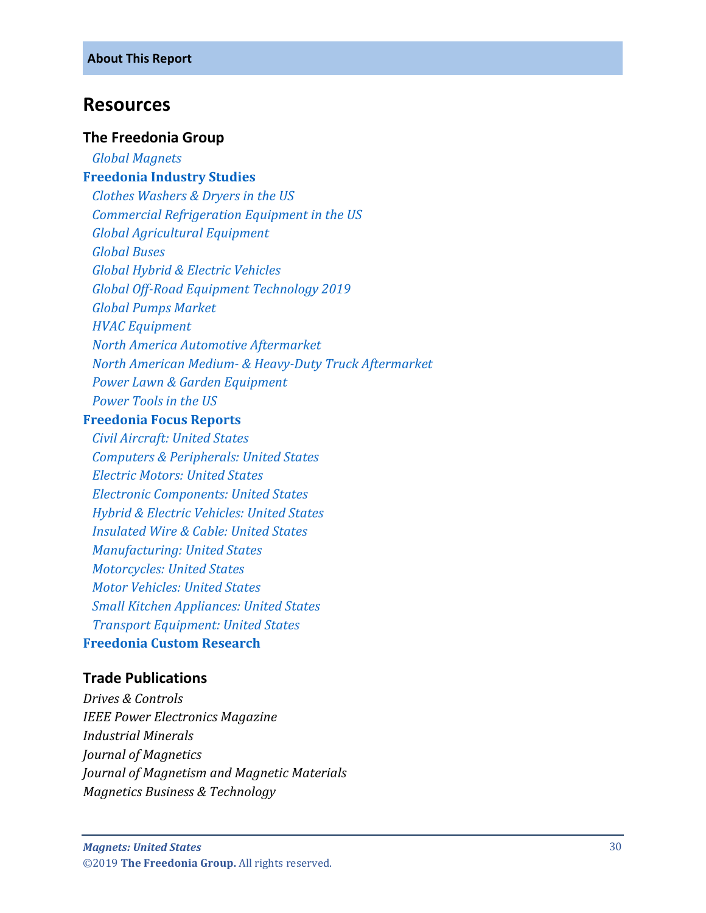**About This Report**

# Resources

### The Freedonia Group

*Global Magnets*

**Freedonia Industry Studies**

*Clothes Washers & Dryers in the US*
*Commercial Refrigeration Equipment in the US*
*Global Agricultural Equipment*
*Global Buses*
*Global Hybrid & Electric Vehicles*
*Global Off-Road Equipment Technology 2019*
*Global Pumps Market*
*HVAC Equipment*
*North America Automotive Aftermarket*
*North American Medium- & Heavy-Duty Truck Aftermarket*
*Power Lawn & Garden Equipment*
*Power Tools in the US*

**Freedonia Focus Reports**

*Civil Aircraft: United States*
*Computers & Peripherals: United States*
*Electric Motors: United States*
*Electronic Components: United States*
*Hybrid & Electric Vehicles: United States*
*Insulated Wire & Cable: United States*
*Manufacturing: United States*
*Motorcycles: United States*
*Motor Vehicles: United States*
*Small Kitchen Appliances: United States*
*Transport Equipment: United States*

**Freedonia Custom Research**

### Trade Publications

*Drives & Controls*
*IEEE Power Electronics Magazine*
*Industrial Minerals*
*Journal of Magnetics*
*Journal of Magnetism and Magnetic Materials*
*Magnetics Business & Technology*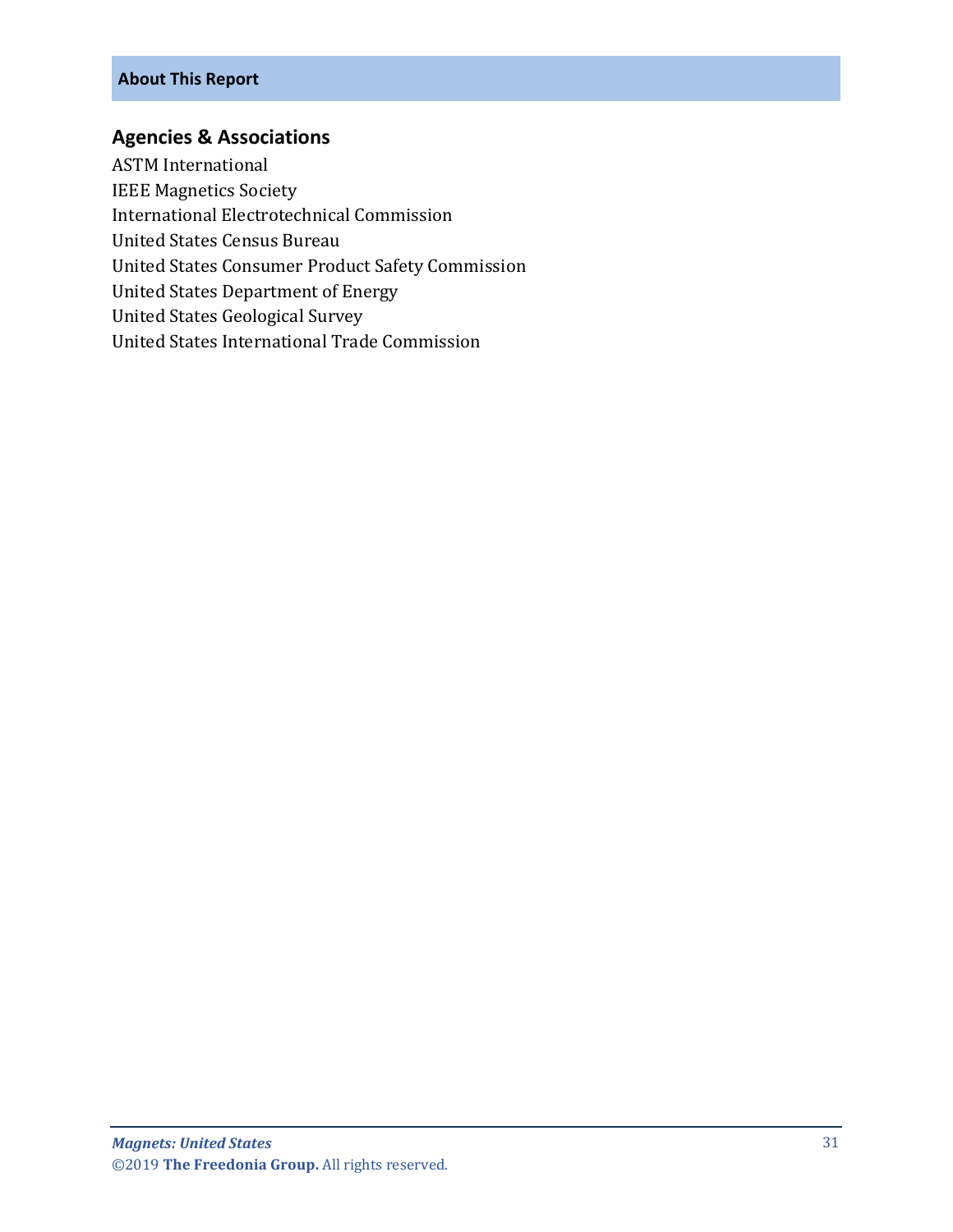## Agencies & Associations

ASTM International
IEEE Magnetics Society
International Electrotechnical Commission
United States Census Bureau
United States Consumer Product Safety Commission
United States Department of Energy
United States Geological Survey
United States International Trade Commission